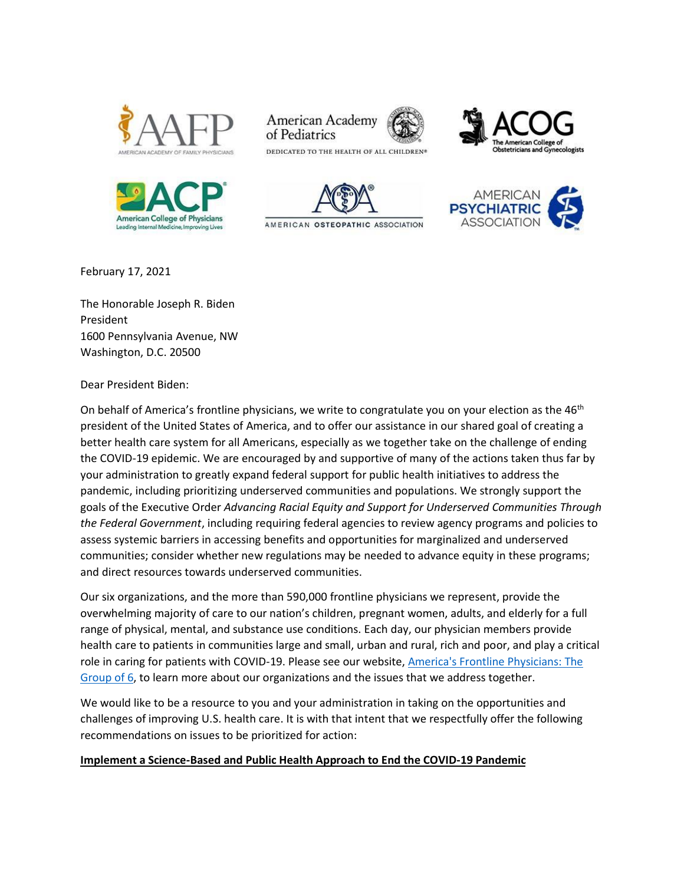February 17, 2021

The Honorable Joseph R. Biden
President
1600 Pennsylvania Avenue, NW
Washington, D.C. 20500

Dear President Biden:

On behalf of America's frontline physicians, we write to congratulate you on your election as the 46th president of the United States of America, and to offer our assistance in our shared goal of creating a better health care system for all Americans, especially as we together take on the challenge of ending the COVID-19 epidemic. We are encouraged by and supportive of many of the actions taken thus far by your administration to greatly expand federal support for public health initiatives to address the pandemic, including prioritizing underserved communities and populations. We strongly support the goals of the Executive Order *Advancing Racial Equity and Support for Underserved Communities Through the Federal Government*, including requiring federal agencies to review agency programs and policies to assess systemic barriers in accessing benefits and opportunities for marginalized and underserved communities; consider whether new regulations may be needed to advance equity in these programs; and direct resources towards underserved communities.

Our six organizations, and the more than 590,000 frontline physicians we represent, provide the overwhelming majority of care to our nation's children, pregnant women, adults, and elderly for a full range of physical, mental, and substance use conditions. Each day, our physician members provide health care to patients in communities large and small, urban and rural, rich and poor, and play a critical role in caring for patients with COVID-19. Please see our website, America's Frontline Physicians: The Group of 6, to learn more about our organizations and the issues that we address together.

We would like to be a resource to you and your administration in taking on the opportunities and challenges of improving U.S. health care. It is with that intent that we respectfully offer the following recommendations on issues to be prioritized for action:

**Implement a Science-Based and Public Health Approach to End the COVID-19 Pandemic**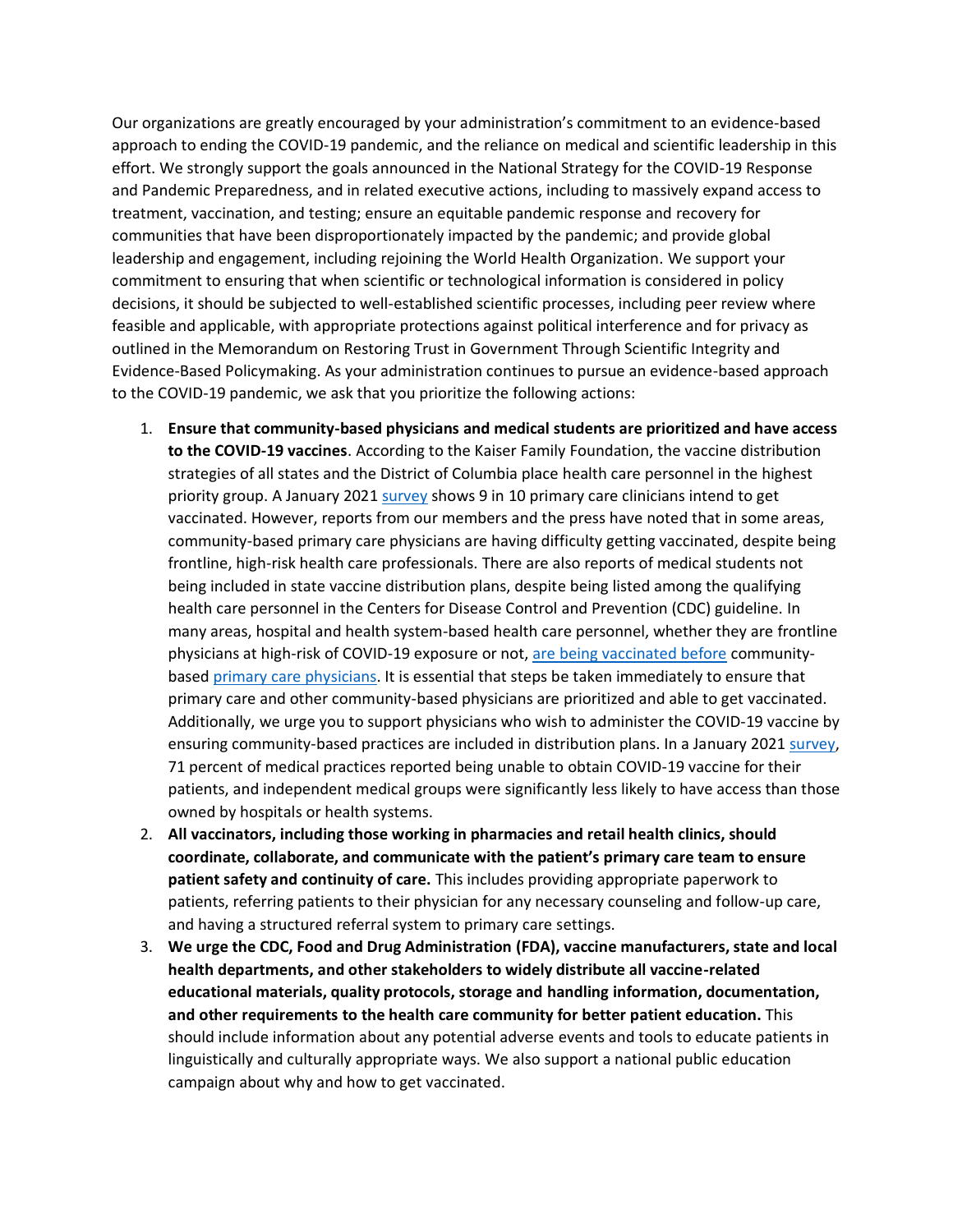Our organizations are greatly encouraged by your administration's commitment to an evidence-based approach to ending the COVID-19 pandemic, and the reliance on medical and scientific leadership in this effort. We strongly support the goals announced in the National Strategy for the COVID-19 Response and Pandemic Preparedness, and in related executive actions, including to massively expand access to treatment, vaccination, and testing; ensure an equitable pandemic response and recovery for communities that have been disproportionately impacted by the pandemic; and provide global leadership and engagement, including rejoining the World Health Organization. We support your commitment to ensuring that when scientific or technological information is considered in policy decisions, it should be subjected to well-established scientific processes, including peer review where feasible and applicable, with appropriate protections against political interference and for privacy as outlined in the Memorandum on Restoring Trust in Government Through Scientific Integrity and Evidence-Based Policymaking. As your administration continues to pursue an evidence-based approach to the COVID-19 pandemic, we ask that you prioritize the following actions:

1. **Ensure that community-based physicians and medical students are prioritized and have access to the COVID-19 vaccines**. According to the Kaiser Family Foundation, the vaccine distribution strategies of all states and the District of Columbia place health care personnel in the highest priority group. A January 2021 survey shows 9 in 10 primary care clinicians intend to get vaccinated. However, reports from our members and the press have noted that in some areas, community-based primary care physicians are having difficulty getting vaccinated, despite being frontline, high-risk health care professionals. There are also reports of medical students not being included in state vaccine distribution plans, despite being listed among the qualifying health care personnel in the Centers for Disease Control and Prevention (CDC) guideline. In many areas, hospital and health system-based health care personnel, whether they are frontline physicians at high-risk of COVID-19 exposure or not, are being vaccinated before community-based primary care physicians. It is essential that steps be taken immediately to ensure that primary care and other community-based physicians are prioritized and able to get vaccinated. Additionally, we urge you to support physicians who wish to administer the COVID-19 vaccine by ensuring community-based practices are included in distribution plans. In a January 2021 survey, 71 percent of medical practices reported being unable to obtain COVID-19 vaccine for their patients, and independent medical groups were significantly less likely to have access than those owned by hospitals or health systems.
2. **All vaccinators, including those working in pharmacies and retail health clinics, should coordinate, collaborate, and communicate with the patient's primary care team to ensure patient safety and continuity of care.** This includes providing appropriate paperwork to patients, referring patients to their physician for any necessary counseling and follow-up care, and having a structured referral system to primary care settings.
3. **We urge the CDC, Food and Drug Administration (FDA), vaccine manufacturers, state and local health departments, and other stakeholders to widely distribute all vaccine-related educational materials, quality protocols, storage and handling information, documentation, and other requirements to the health care community for better patient education.** This should include information about any potential adverse events and tools to educate patients in linguistically and culturally appropriate ways. We also support a national public education campaign about why and how to get vaccinated.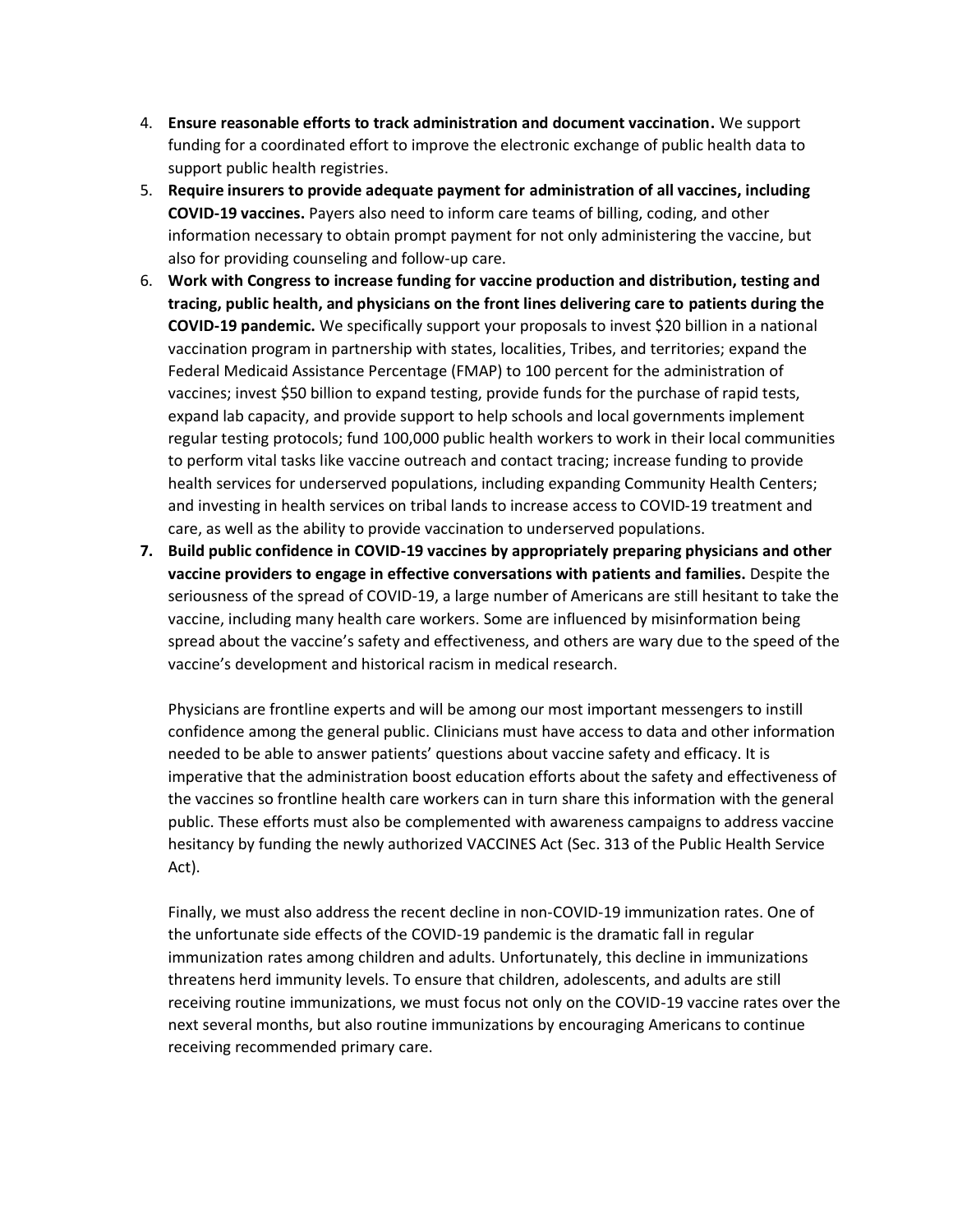4. **Ensure reasonable efforts to track administration and document vaccination.** We support funding for a coordinated effort to improve the electronic exchange of public health data to support public health registries.
5. **Require insurers to provide adequate payment for administration of all vaccines, including COVID-19 vaccines.** Payers also need to inform care teams of billing, coding, and other information necessary to obtain prompt payment for not only administering the vaccine, but also for providing counseling and follow-up care.
6. **Work with Congress to increase funding for vaccine production and distribution, testing and tracing, public health, and physicians on the front lines delivering care to patients during the COVID-19 pandemic.** We specifically support your proposals to invest $20 billion in a national vaccination program in partnership with states, localities, Tribes, and territories; expand the Federal Medicaid Assistance Percentage (FMAP) to 100 percent for the administration of vaccines; invest $50 billion to expand testing, provide funds for the purchase of rapid tests, expand lab capacity, and provide support to help schools and local governments implement regular testing protocols; fund 100,000 public health workers to work in their local communities to perform vital tasks like vaccine outreach and contact tracing; increase funding to provide health services for underserved populations, including expanding Community Health Centers; and investing in health services on tribal lands to increase access to COVID-19 treatment and care, as well as the ability to provide vaccination to underserved populations.
7. **Build public confidence in COVID-19 vaccines by appropriately preparing physicians and other vaccine providers to engage in effective conversations with patients and families.** Despite the seriousness of the spread of COVID-19, a large number of Americans are still hesitant to take the vaccine, including many health care workers. Some are influenced by misinformation being spread about the vaccine's safety and effectiveness, and others are wary due to the speed of the vaccine's development and historical racism in medical research.

   Physicians are frontline experts and will be among our most important messengers to instill confidence among the general public. Clinicians must have access to data and other information needed to be able to answer patients' questions about vaccine safety and efficacy. It is imperative that the administration boost education efforts about the safety and effectiveness of the vaccines so frontline health care workers can in turn share this information with the general public. These efforts must also be complemented with awareness campaigns to address vaccine hesitancy by funding the newly authorized VACCINES Act (Sec. 313 of the Public Health Service Act).

   Finally, we must also address the recent decline in non-COVID-19 immunization rates. One of the unfortunate side effects of the COVID-19 pandemic is the dramatic fall in regular immunization rates among children and adults. Unfortunately, this decline in immunizations threatens herd immunity levels. To ensure that children, adolescents, and adults are still receiving routine immunizations, we must focus not only on the COVID-19 vaccine rates over the next several months, but also routine immunizations by encouraging Americans to continue receiving recommended primary care.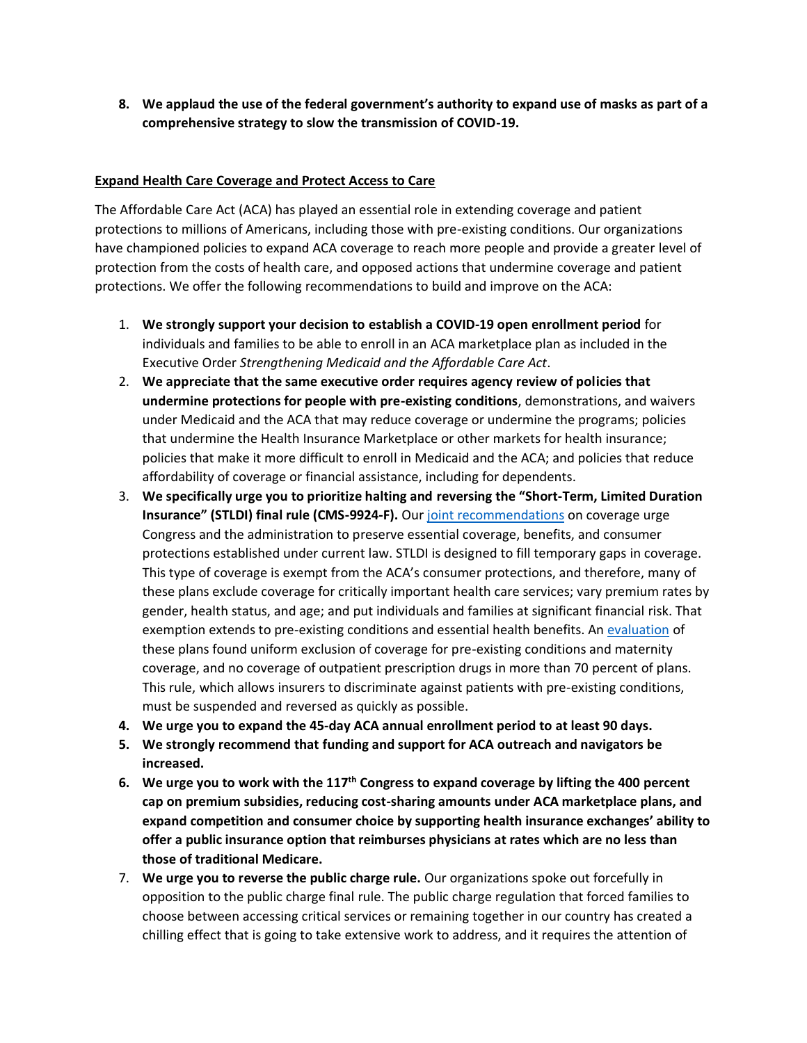8. **We applaud the use of the federal government's authority to expand use of masks as part of a comprehensive strategy to slow the transmission of COVID-19.**

**Expand Health Care Coverage and Protect Access to Care**

The Affordable Care Act (ACA) has played an essential role in extending coverage and patient protections to millions of Americans, including those with pre-existing conditions. Our organizations have championed policies to expand ACA coverage to reach more people and provide a greater level of protection from the costs of health care, and opposed actions that undermine coverage and patient protections. We offer the following recommendations to build and improve on the ACA:

1. **We strongly support your decision to establish a COVID-19 open enrollment period** for individuals and families to be able to enroll in an ACA marketplace plan as included in the Executive Order *Strengthening Medicaid and the Affordable Care Act*.
2. **We appreciate that the same executive order requires agency review of policies that undermine protections for people with pre-existing conditions**, demonstrations, and waivers under Medicaid and the ACA that may reduce coverage or undermine the programs; policies that undermine the Health Insurance Marketplace or other markets for health insurance; policies that make it more difficult to enroll in Medicaid and the ACA; and policies that reduce affordability of coverage or financial assistance, including for dependents.
3. **We specifically urge you to prioritize halting and reversing the "Short-Term, Limited Duration Insurance" (STLDI) final rule (CMS-9924-F).** Our joint recommendations on coverage urge Congress and the administration to preserve essential coverage, benefits, and consumer protections established under current law. STLDI is designed to fill temporary gaps in coverage. This type of coverage is exempt from the ACA's consumer protections, and therefore, many of these plans exclude coverage for critically important health care services; vary premium rates by gender, health status, and age; and put individuals and families at significant financial risk. That exemption extends to pre-existing conditions and essential health benefits. An evaluation of these plans found uniform exclusion of coverage for pre-existing conditions and maternity coverage, and no coverage of outpatient prescription drugs in more than 70 percent of plans. This rule, which allows insurers to discriminate against patients with pre-existing conditions, must be suspended and reversed as quickly as possible.
4. **We urge you to expand the 45-day ACA annual enrollment period to at least 90 days.**
5. **We strongly recommend that funding and support for ACA outreach and navigators be increased.**
6. **We urge you to work with the 117th Congress to expand coverage by lifting the 400 percent cap on premium subsidies, reducing cost-sharing amounts under ACA marketplace plans, and expand competition and consumer choice by supporting health insurance exchanges' ability to offer a public insurance option that reimburses physicians at rates which are no less than those of traditional Medicare.**
7. **We urge you to reverse the public charge rule.** Our organizations spoke out forcefully in opposition to the public charge final rule. The public charge regulation that forced families to choose between accessing critical services or remaining together in our country has created a chilling effect that is going to take extensive work to address, and it requires the attention of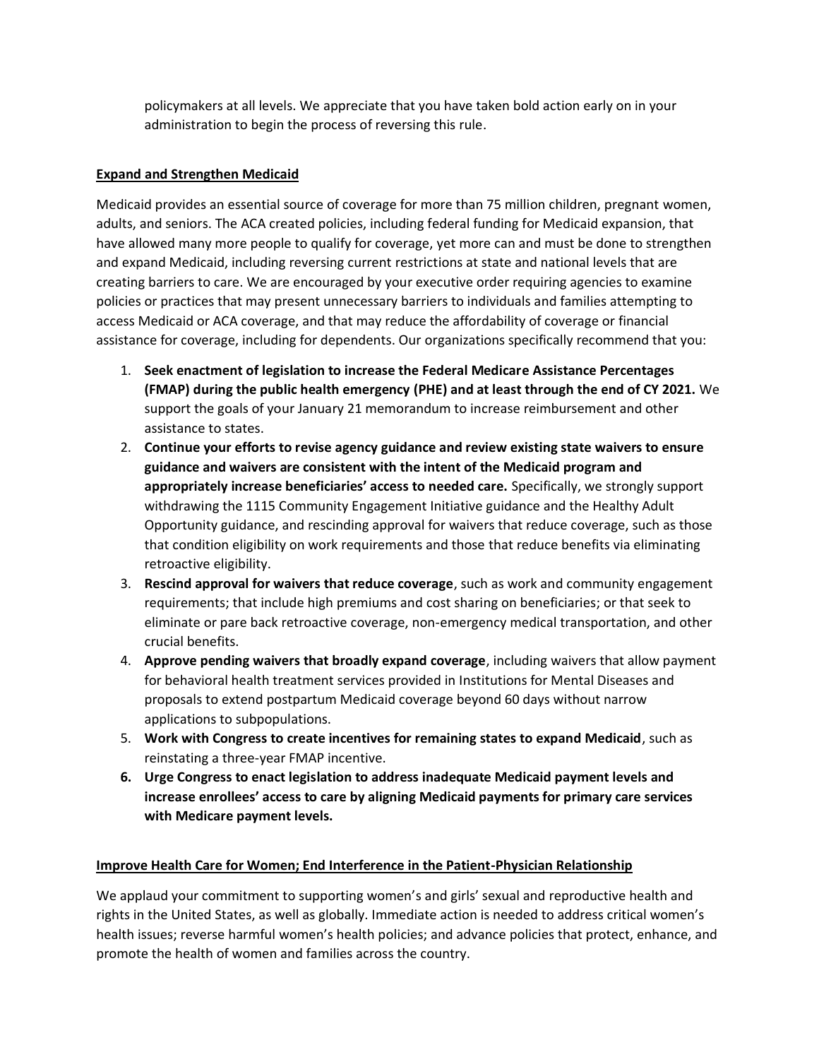policymakers at all levels. We appreciate that you have taken bold action early on in your administration to begin the process of reversing this rule.

## Expand and Strengthen Medicaid

Medicaid provides an essential source of coverage for more than 75 million children, pregnant women, adults, and seniors. The ACA created policies, including federal funding for Medicaid expansion, that have allowed many more people to qualify for coverage, yet more can and must be done to strengthen and expand Medicaid, including reversing current restrictions at state and national levels that are creating barriers to care. We are encouraged by your executive order requiring agencies to examine policies or practices that may present unnecessary barriers to individuals and families attempting to access Medicaid or ACA coverage, and that may reduce the affordability of coverage or financial assistance for coverage, including for dependents. Our organizations specifically recommend that you:

1. **Seek enactment of legislation to increase the Federal Medicare Assistance Percentages (FMAP) during the public health emergency (PHE) and at least through the end of CY 2021.** We support the goals of your January 21 memorandum to increase reimbursement and other assistance to states.
2. **Continue your efforts to revise agency guidance and review existing state waivers to ensure guidance and waivers are consistent with the intent of the Medicaid program and appropriately increase beneficiaries' access to needed care.** Specifically, we strongly support withdrawing the 1115 Community Engagement Initiative guidance and the Healthy Adult Opportunity guidance, and rescinding approval for waivers that reduce coverage, such as those that condition eligibility on work requirements and those that reduce benefits via eliminating retroactive eligibility.
3. **Rescind approval for waivers that reduce coverage**, such as work and community engagement requirements; that include high premiums and cost sharing on beneficiaries; or that seek to eliminate or pare back retroactive coverage, non-emergency medical transportation, and other crucial benefits.
4. **Approve pending waivers that broadly expand coverage**, including waivers that allow payment for behavioral health treatment services provided in Institutions for Mental Diseases and proposals to extend postpartum Medicaid coverage beyond 60 days without narrow applications to subpopulations.
5. **Work with Congress to create incentives for remaining states to expand Medicaid**, such as reinstating a three-year FMAP incentive.
6. **Urge Congress to enact legislation to address inadequate Medicaid payment levels and increase enrollees' access to care by aligning Medicaid payments for primary care services with Medicare payment levels.**

## Improve Health Care for Women; End Interference in the Patient-Physician Relationship

We applaud your commitment to supporting women's and girls' sexual and reproductive health and rights in the United States, as well as globally. Immediate action is needed to address critical women's health issues; reverse harmful women's health policies; and advance policies that protect, enhance, and promote the health of women and families across the country.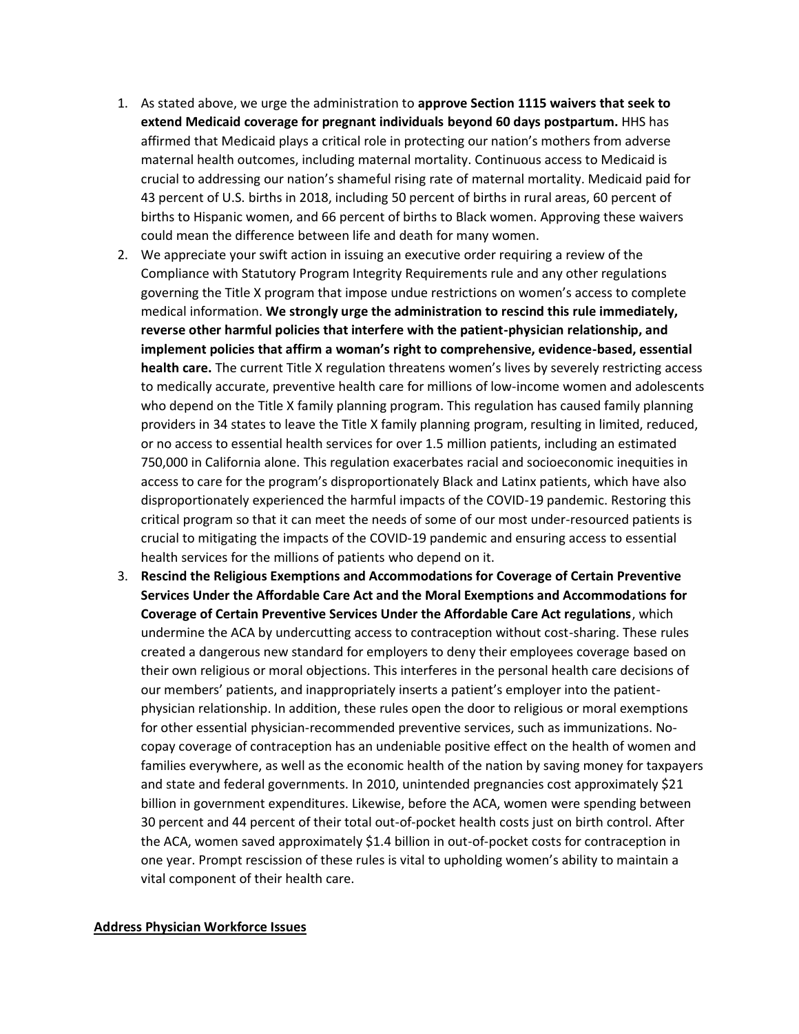1. As stated above, we urge the administration to **approve Section 1115 waivers that seek to extend Medicaid coverage for pregnant individuals beyond 60 days postpartum.** HHS has affirmed that Medicaid plays a critical role in protecting our nation's mothers from adverse maternal health outcomes, including maternal mortality. Continuous access to Medicaid is crucial to addressing our nation's shameful rising rate of maternal mortality. Medicaid paid for 43 percent of U.S. births in 2018, including 50 percent of births in rural areas, 60 percent of births to Hispanic women, and 66 percent of births to Black women. Approving these waivers could mean the difference between life and death for many women.
2. We appreciate your swift action in issuing an executive order requiring a review of the Compliance with Statutory Program Integrity Requirements rule and any other regulations governing the Title X program that impose undue restrictions on women's access to complete medical information. **We strongly urge the administration to rescind this rule immediately, reverse other harmful policies that interfere with the patient-physician relationship, and implement policies that affirm a woman's right to comprehensive, evidence-based, essential health care.** The current Title X regulation threatens women's lives by severely restricting access to medically accurate, preventive health care for millions of low-income women and adolescents who depend on the Title X family planning program. This regulation has caused family planning providers in 34 states to leave the Title X family planning program, resulting in limited, reduced, or no access to essential health services for over 1.5 million patients, including an estimated 750,000 in California alone. This regulation exacerbates racial and socioeconomic inequities in access to care for the program's disproportionately Black and Latinx patients, which have also disproportionately experienced the harmful impacts of the COVID-19 pandemic. Restoring this critical program so that it can meet the needs of some of our most under-resourced patients is crucial to mitigating the impacts of the COVID-19 pandemic and ensuring access to essential health services for the millions of patients who depend on it.
3. **Rescind the Religious Exemptions and Accommodations for Coverage of Certain Preventive Services Under the Affordable Care Act and the Moral Exemptions and Accommodations for Coverage of Certain Preventive Services Under the Affordable Care Act regulations**, which undermine the ACA by undercutting access to contraception without cost-sharing. These rules created a dangerous new standard for employers to deny their employees coverage based on their own religious or moral objections. This interferes in the personal health care decisions of our members' patients, and inappropriately inserts a patient's employer into the patient-physician relationship. In addition, these rules open the door to religious or moral exemptions for other essential physician-recommended preventive services, such as immunizations. No-copay coverage of contraception has an undeniable positive effect on the health of women and families everywhere, as well as the economic health of the nation by saving money for taxpayers and state and federal governments. In 2010, unintended pregnancies cost approximately $21 billion in government expenditures. Likewise, before the ACA, women were spending between 30 percent and 44 percent of their total out-of-pocket health costs just on birth control. After the ACA, women saved approximately $1.4 billion in out-of-pocket costs for contraception in one year. Prompt rescission of these rules is vital to upholding women's ability to maintain a vital component of their health care.

## Address Physician Workforce Issues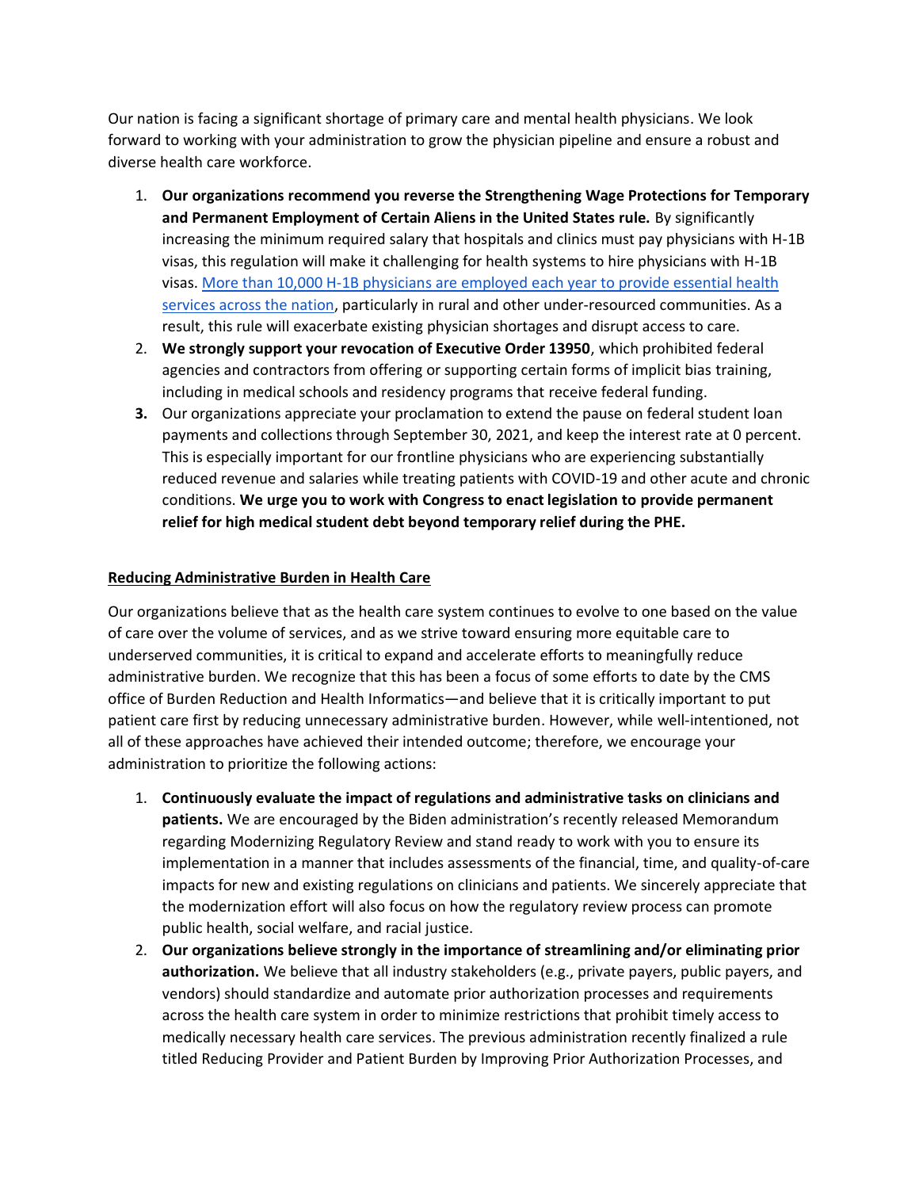Our nation is facing a significant shortage of primary care and mental health physicians. We look forward to working with your administration to grow the physician pipeline and ensure a robust and diverse health care workforce.

1. **Our organizations recommend you reverse the Strengthening Wage Protections for Temporary and Permanent Employment of Certain Aliens in the United States rule.** By significantly increasing the minimum required salary that hospitals and clinics must pay physicians with H-1B visas, this regulation will make it challenging for health systems to hire physicians with H-1B visas. More than 10,000 H-1B physicians are employed each year to provide essential health services across the nation, particularly in rural and other under-resourced communities. As a result, this rule will exacerbate existing physician shortages and disrupt access to care.
2. **We strongly support your revocation of Executive Order 13950**, which prohibited federal agencies and contractors from offering or supporting certain forms of implicit bias training, including in medical schools and residency programs that receive federal funding.
3. Our organizations appreciate your proclamation to extend the pause on federal student loan payments and collections through September 30, 2021, and keep the interest rate at 0 percent. This is especially important for our frontline physicians who are experiencing substantially reduced revenue and salaries while treating patients with COVID-19 and other acute and chronic conditions. **We urge you to work with Congress to enact legislation to provide permanent relief for high medical student debt beyond temporary relief during the PHE.**

## Reducing Administrative Burden in Health Care

Our organizations believe that as the health care system continues to evolve to one based on the value of care over the volume of services, and as we strive toward ensuring more equitable care to underserved communities, it is critical to expand and accelerate efforts to meaningfully reduce administrative burden. We recognize that this has been a focus of some efforts to date by the CMS office of Burden Reduction and Health Informatics—and believe that it is critically important to put patient care first by reducing unnecessary administrative burden. However, while well-intentioned, not all of these approaches have achieved their intended outcome; therefore, we encourage your administration to prioritize the following actions:

1. **Continuously evaluate the impact of regulations and administrative tasks on clinicians and patients.** We are encouraged by the Biden administration's recently released Memorandum regarding Modernizing Regulatory Review and stand ready to work with you to ensure its implementation in a manner that includes assessments of the financial, time, and quality-of-care impacts for new and existing regulations on clinicians and patients. We sincerely appreciate that the modernization effort will also focus on how the regulatory review process can promote public health, social welfare, and racial justice.
2. **Our organizations believe strongly in the importance of streamlining and/or eliminating prior authorization.** We believe that all industry stakeholders (e.g., private payers, public payers, and vendors) should standardize and automate prior authorization processes and requirements across the health care system in order to minimize restrictions that prohibit timely access to medically necessary health care services. The previous administration recently finalized a rule titled Reducing Provider and Patient Burden by Improving Prior Authorization Processes, and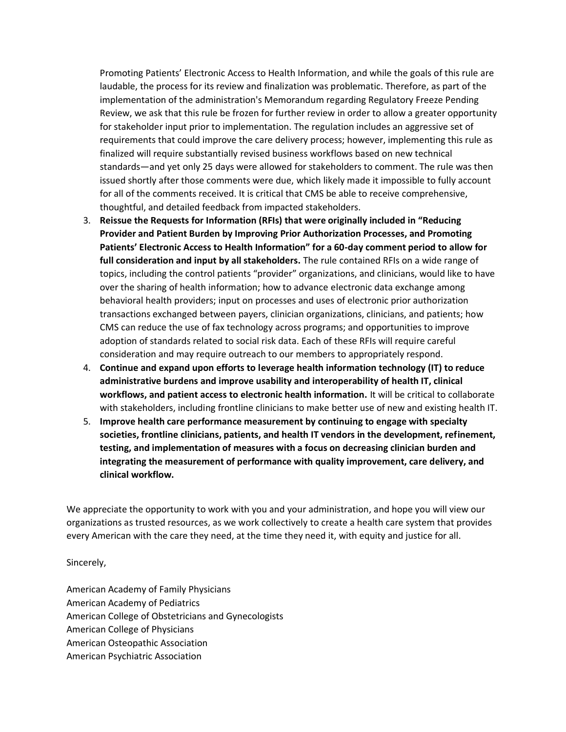Promoting Patients' Electronic Access to Health Information, and while the goals of this rule are laudable, the process for its review and finalization was problematic. Therefore, as part of the implementation of the administration's Memorandum regarding Regulatory Freeze Pending Review, we ask that this rule be frozen for further review in order to allow a greater opportunity for stakeholder input prior to implementation. The regulation includes an aggressive set of requirements that could improve the care delivery process; however, implementing this rule as finalized will require substantially revised business workflows based on new technical standards—and yet only 25 days were allowed for stakeholders to comment. The rule was then issued shortly after those comments were due, which likely made it impossible to fully account for all of the comments received. It is critical that CMS be able to receive comprehensive, thoughtful, and detailed feedback from impacted stakeholders.

3. **Reissue the Requests for Information (RFIs) that were originally included in "Reducing Provider and Patient Burden by Improving Prior Authorization Processes, and Promoting Patients' Electronic Access to Health Information" for a 60-day comment period to allow for full consideration and input by all stakeholders.** The rule contained RFIs on a wide range of topics, including the control patients "provider" organizations, and clinicians, would like to have over the sharing of health information; how to advance electronic data exchange among behavioral health providers; input on processes and uses of electronic prior authorization transactions exchanged between payers, clinician organizations, clinicians, and patients; how CMS can reduce the use of fax technology across programs; and opportunities to improve adoption of standards related to social risk data. Each of these RFIs will require careful consideration and may require outreach to our members to appropriately respond.
4. **Continue and expand upon efforts to leverage health information technology (IT) to reduce administrative burdens and improve usability and interoperability of health IT, clinical workflows, and patient access to electronic health information.** It will be critical to collaborate with stakeholders, including frontline clinicians to make better use of new and existing health IT.
5. **Improve health care performance measurement by continuing to engage with specialty societies, frontline clinicians, patients, and health IT vendors in the development, refinement, testing, and implementation of measures with a focus on decreasing clinician burden and integrating the measurement of performance with quality improvement, care delivery, and clinical workflow.**

We appreciate the opportunity to work with you and your administration, and hope you will view our organizations as trusted resources, as we work collectively to create a health care system that provides every American with the care they need, at the time they need it, with equity and justice for all.

Sincerely,

American Academy of Family Physicians  
American Academy of Pediatrics  
American College of Obstetricians and Gynecologists  
American College of Physicians  
American Osteopathic Association  
American Psychiatric Association